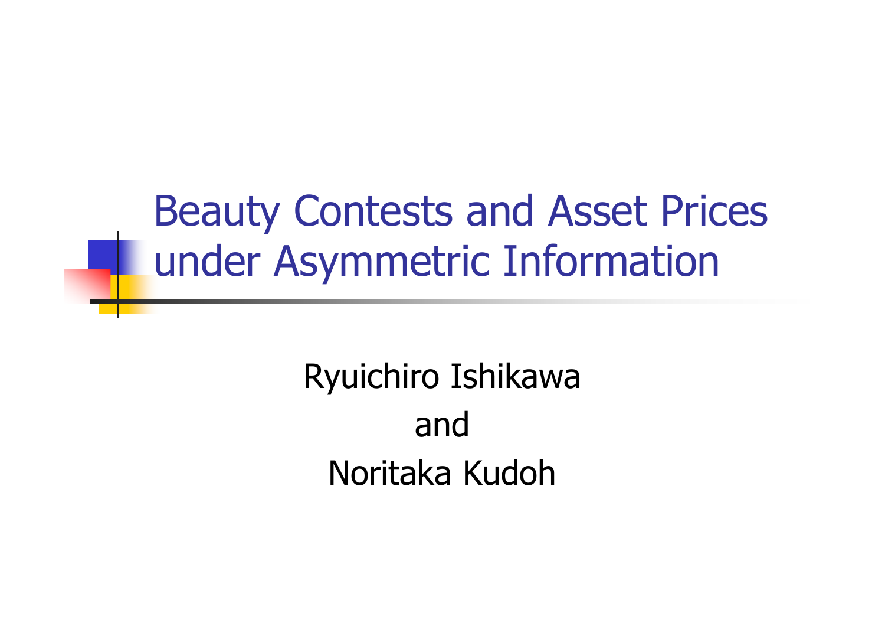# Beauty Contests and Asset Prices under Asymmetric Information

Ryuichiro Ishikawa

and

Noritaka Kudoh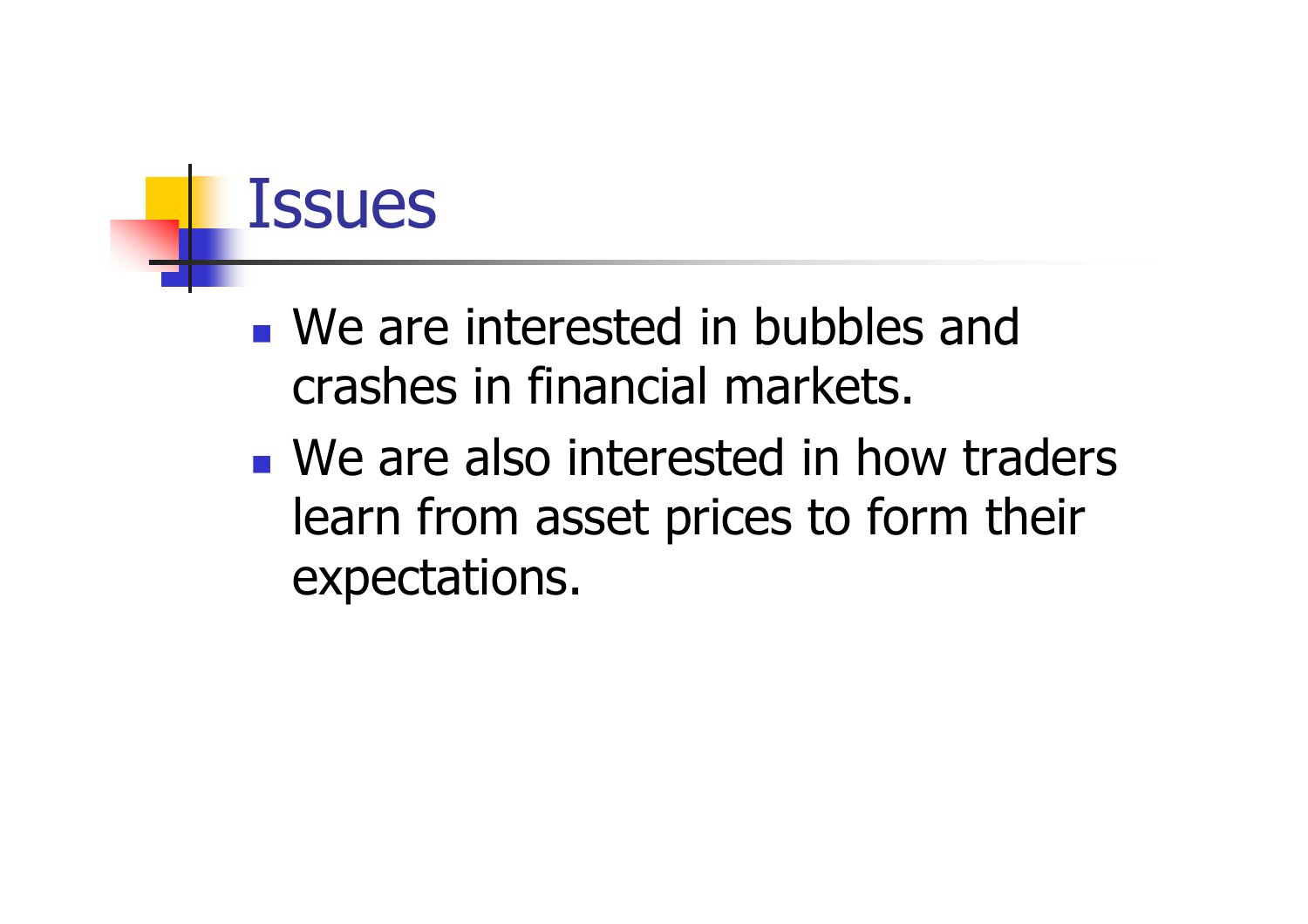# Issues

- We are interested in bubbles and crashes in financial markets.
- We are also interested in how traders learn from asset prices to form their expectations.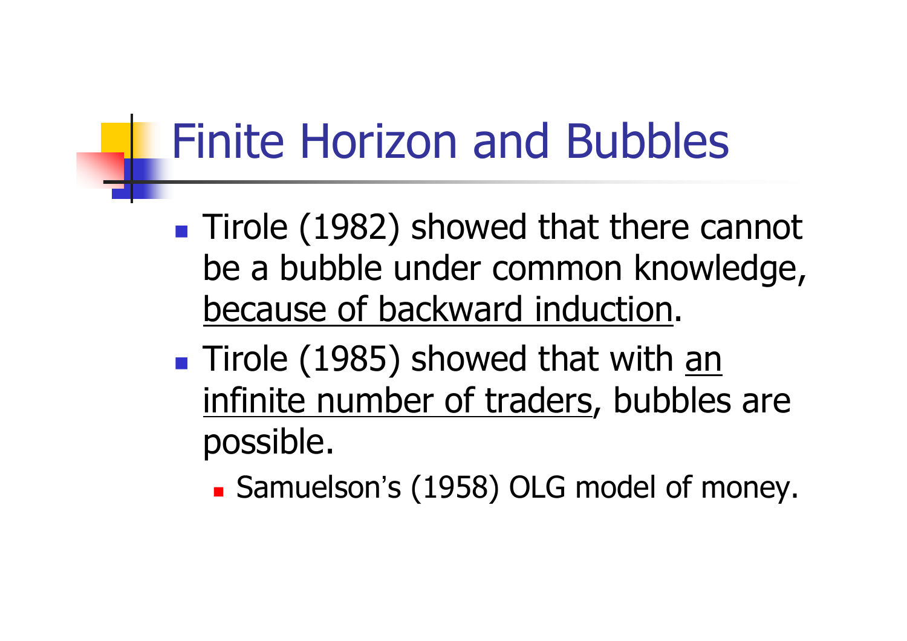# Finite Horizon and Bubbles

- Tirole (1982) showed that there cannot be a bubble under common knowledge, <u>because of backward induction</u>.
- Tirole (1985) showed that with <u>an infinite number of traders</u>, bubbles are possible.
  - Samuelson's (1958) OLG model of money.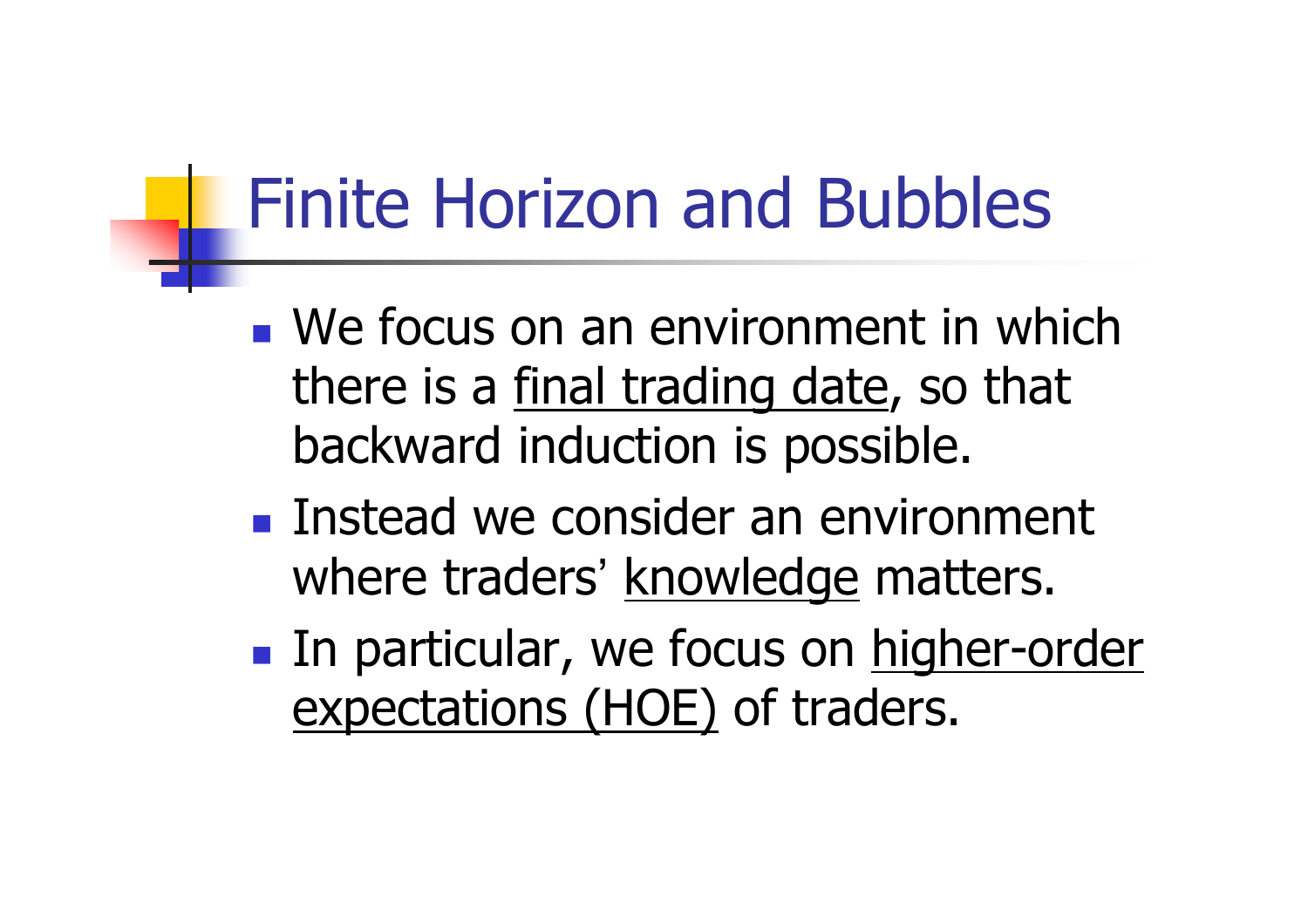# Finite Horizon and Bubbles

- We focus on an environment in which there is a final trading date, so that backward induction is possible.
- Instead we consider an environment where traders' knowledge matters.
- In particular, we focus on higher-order expectations (HOE) of traders.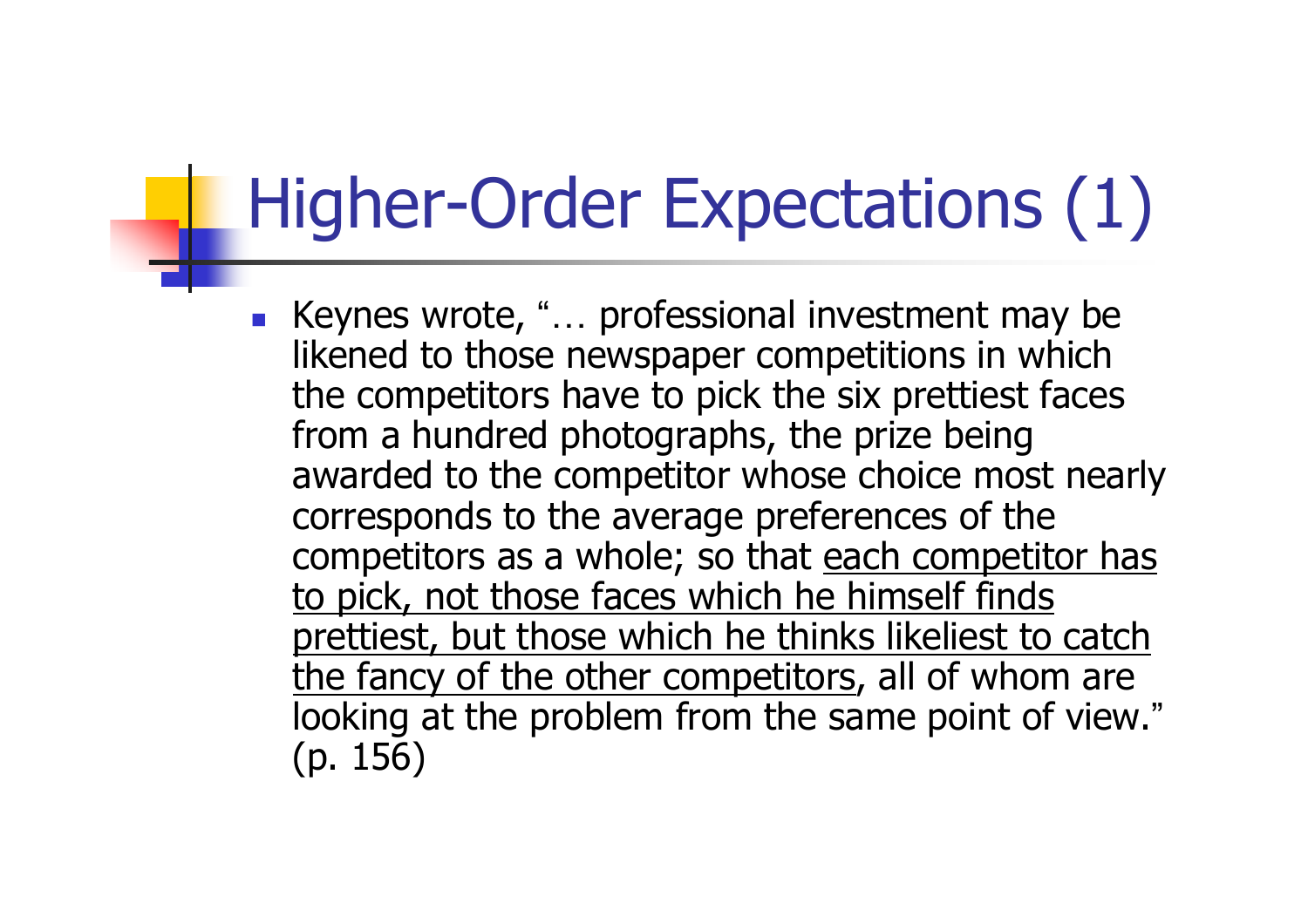# Higher-Order Expectations (1)

- Keynes wrote, "… professional investment may be likened to those newspaper competitions in which the competitors have to pick the six prettiest faces from a hundred photographs, the prize being awarded to the competitor whose choice most nearly corresponds to the average preferences of the competitors as a whole; so that <u>each competitor has to pick, not those faces which he himself finds prettiest, but those which he thinks likeliest to catch the fancy of the other competitors</u>, all of whom are looking at the problem from the same point of view." (p. 156)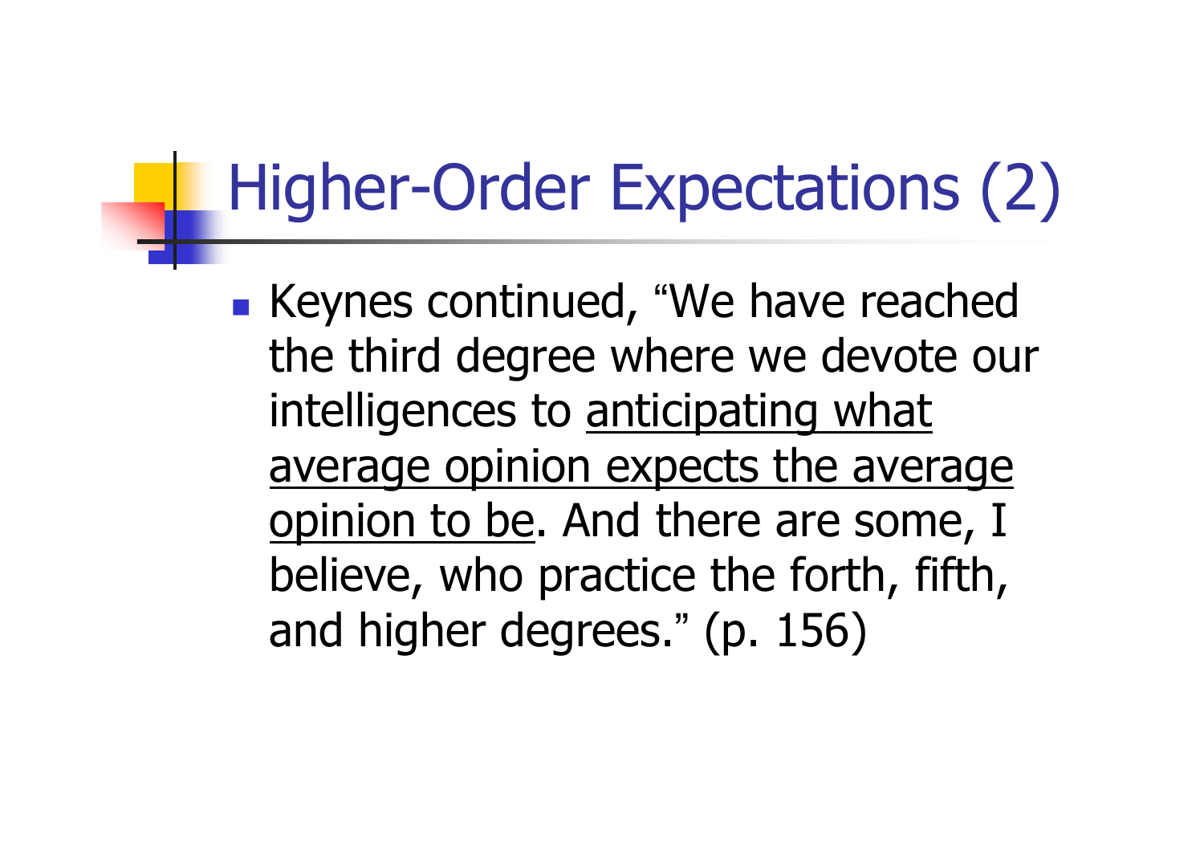# Higher-Order Expectations (2)

- Keynes continued, “We have reached the third degree where we devote our intelligences to <u>anticipating what average opinion expects the average opinion to be</u>. And there are some, I believe, who practice the forth, fifth, and higher degrees.” (p. 156)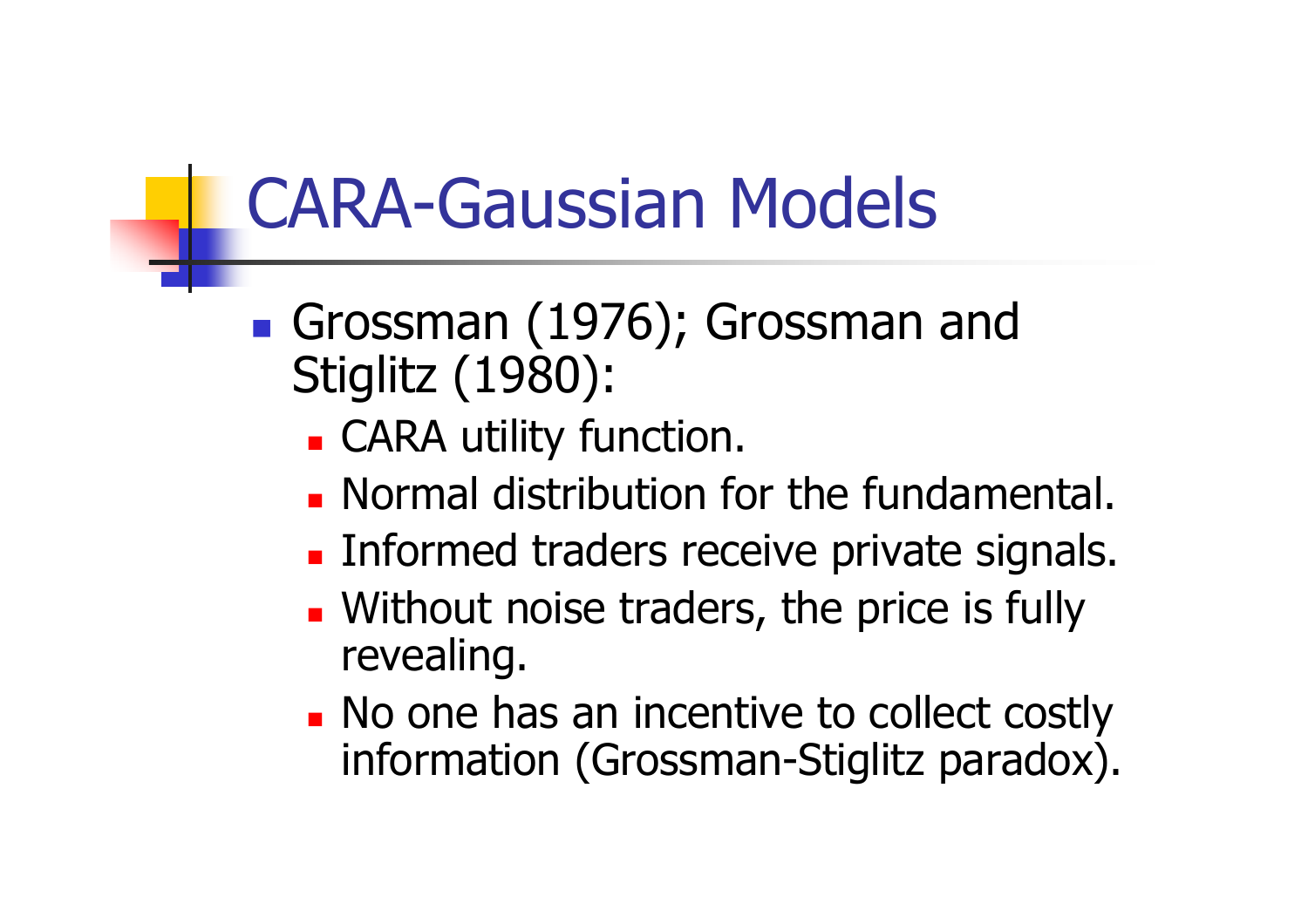# CARA-Gaussian Models

- Grossman (1976); Grossman and Stiglitz (1980):
  - CARA utility function.
  - Normal distribution for the fundamental.
  - Informed traders receive private signals.
  - Without noise traders, the price is fully revealing.
  - No one has an incentive to collect costly information (Grossman-Stiglitz paradox).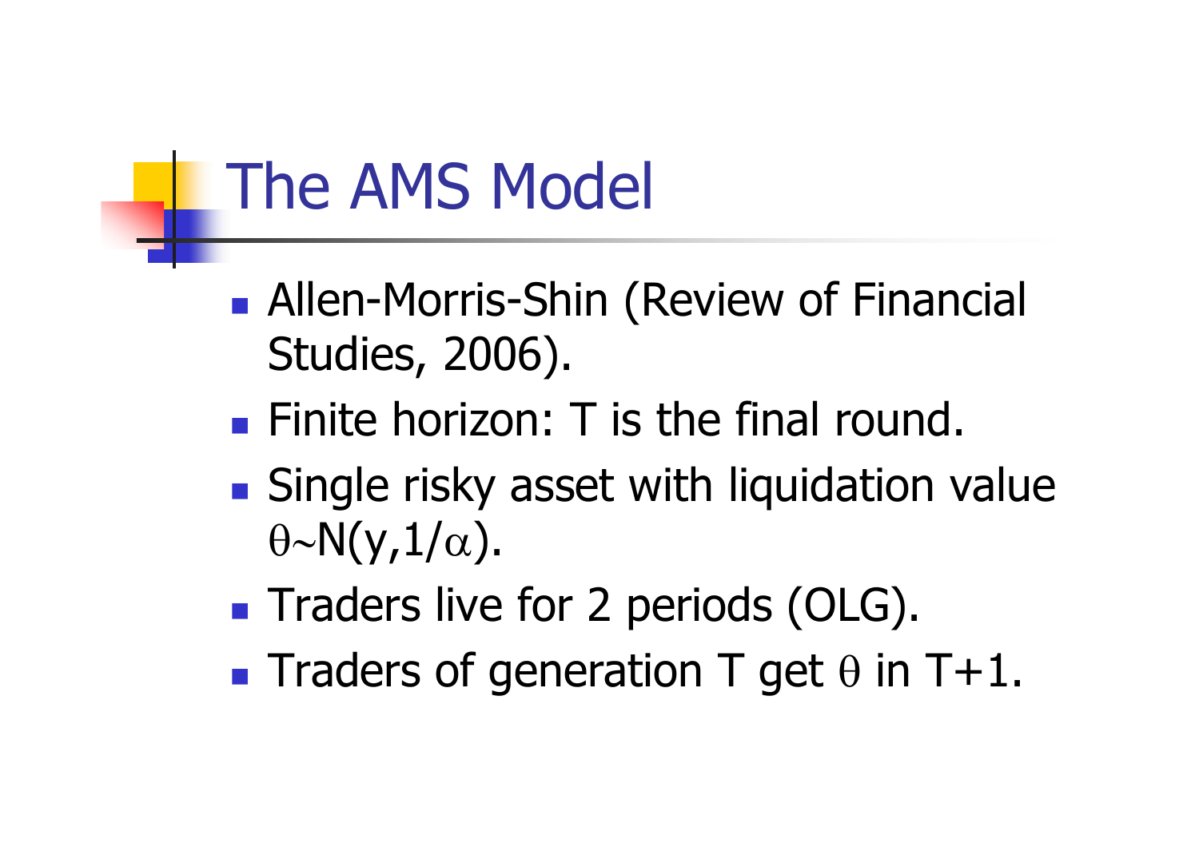# The AMS Model

- Allen-Morris-Shin (Review of Financial Studies, 2006).
- Finite horizon: T is the final round.
- Single risky asset with liquidation value $\theta \sim N(y, 1/\alpha)$.
- Traders live for 2 periods (OLG).
- Traders of generation T get $\theta$ in T+1.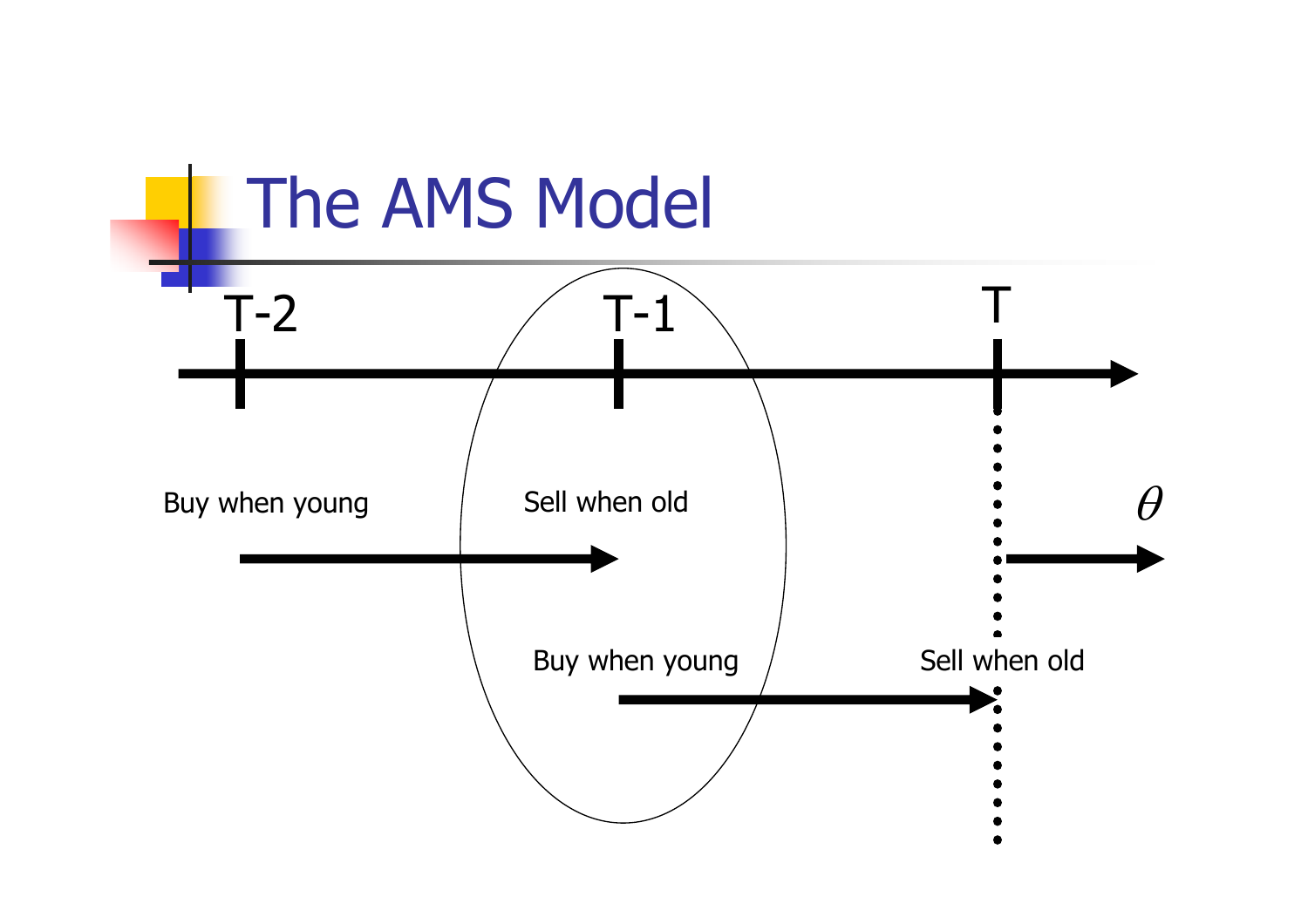# The AMS Model

T-2 T-1 T

Buy when young — Sell when old

Buy when young — Sell when old

$\theta$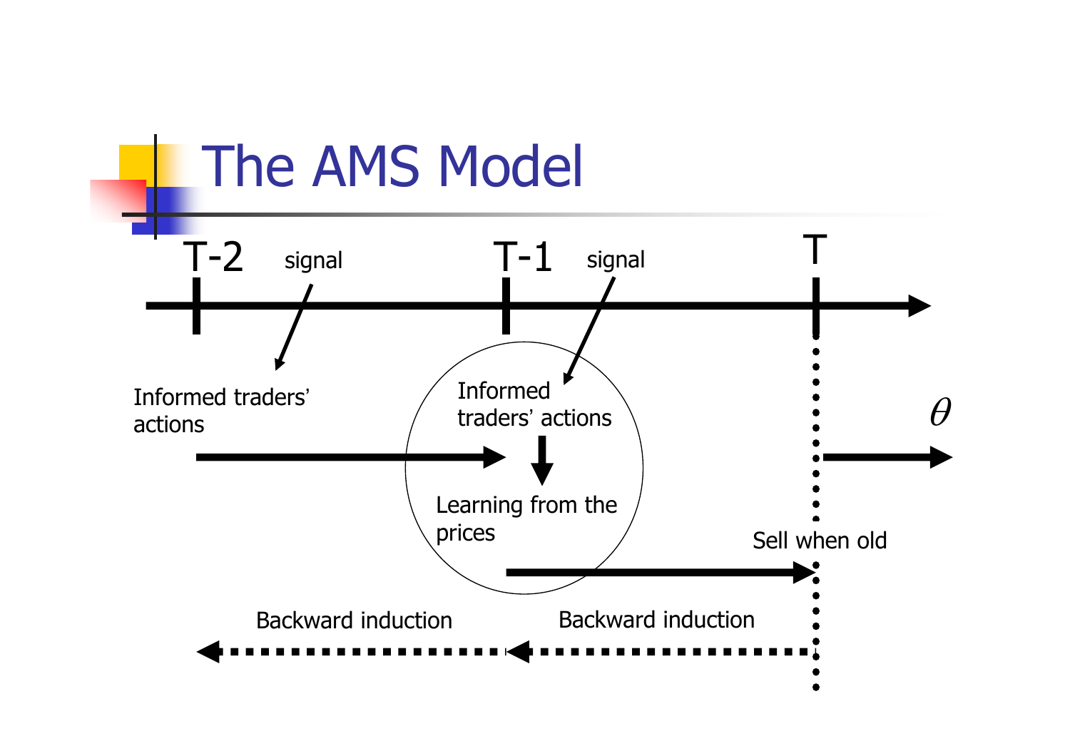# The AMS Model

T-2 signal T-1 signal T

Informed traders' actions

Informed traders' actions

Learning from the prices

$\theta$

Sell when old

Backward induction

Backward induction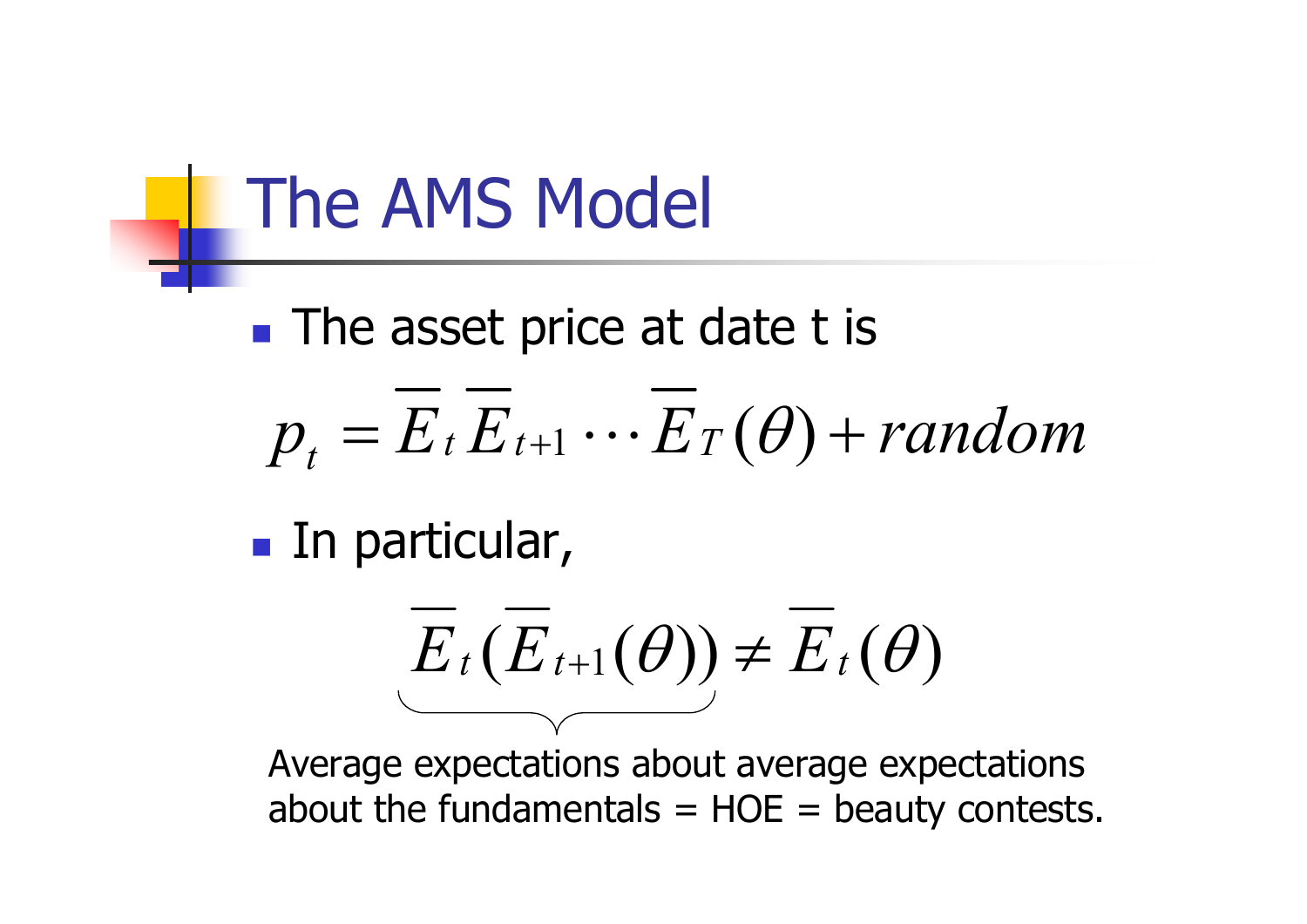# The AMS Model

- The asset price at date t is

$$p_t = \overline{E}_t \overline{E}_{t+1} \cdots \overline{E}_T(\theta) + random$$

- In particular,

$$\underbrace{\overline{E}_t(\overline{E}_{t+1}(\theta))}_{} \neq \overline{E}_t(\theta)$$

Average expectations about average expectations about the fundamentals = HOE = beauty contests.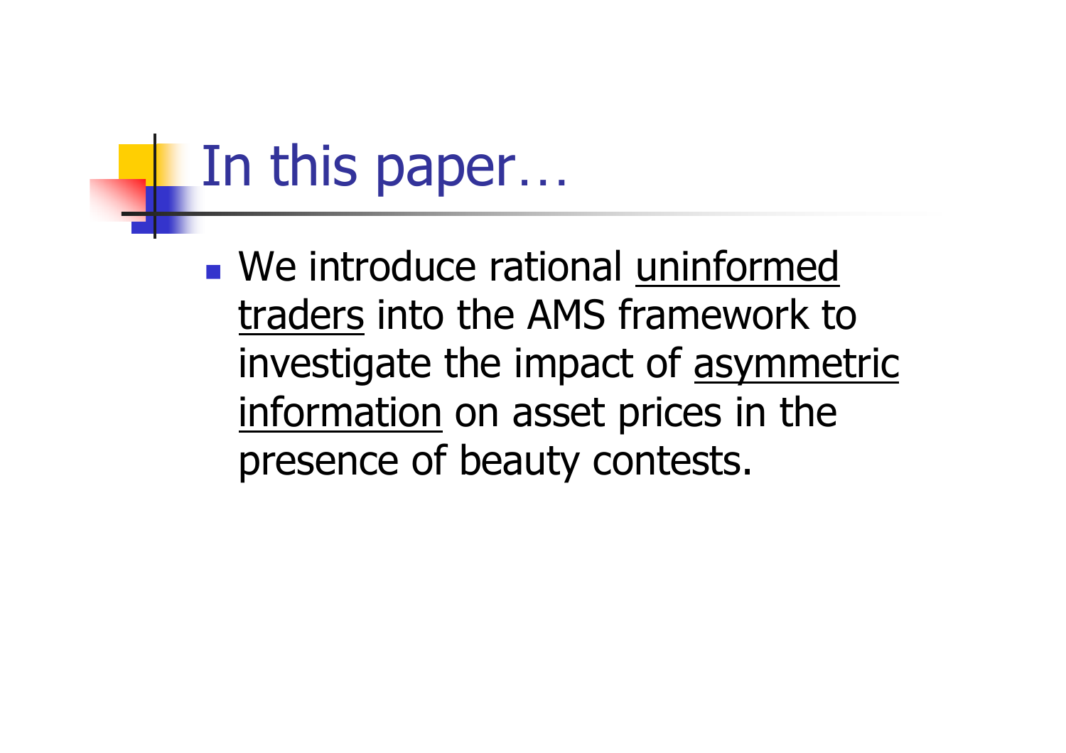# In this paper…

- We introduce rational uninformed traders into the AMS framework to investigate the impact of asymmetric information on asset prices in the presence of beauty contests.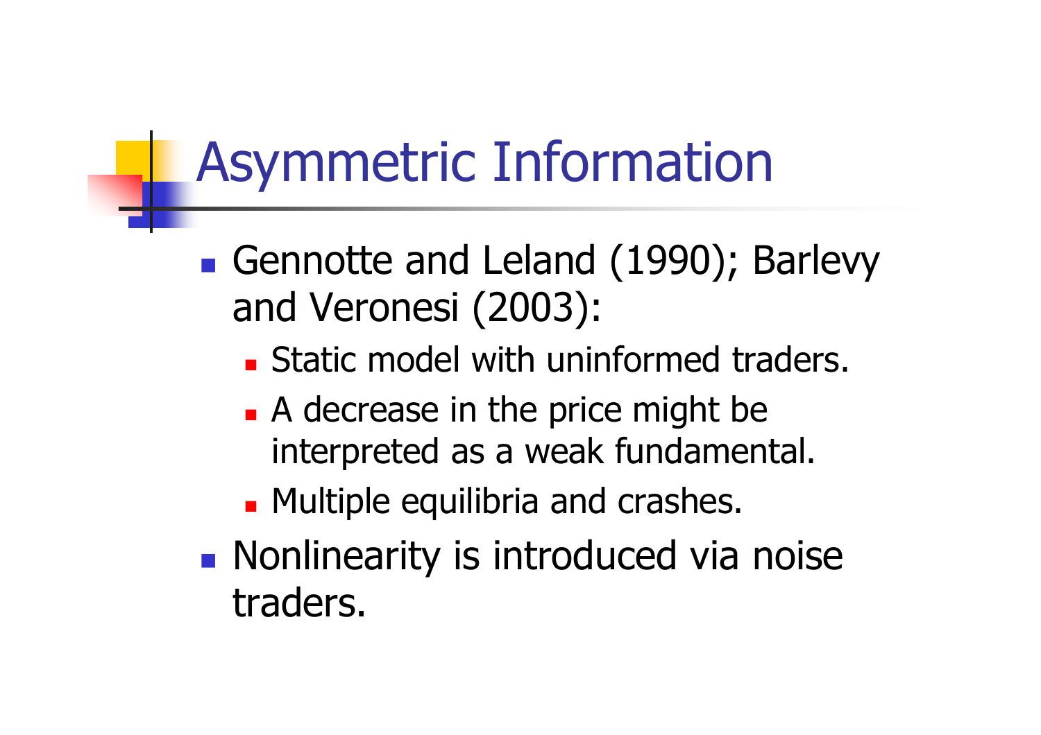# Asymmetric Information

- Gennotte and Leland (1990); Barlevy and Veronesi (2003):
  - Static model with uninformed traders.
  - A decrease in the price might be interpreted as a weak fundamental.
  - Multiple equilibria and crashes.
- Nonlinearity is introduced via noise traders.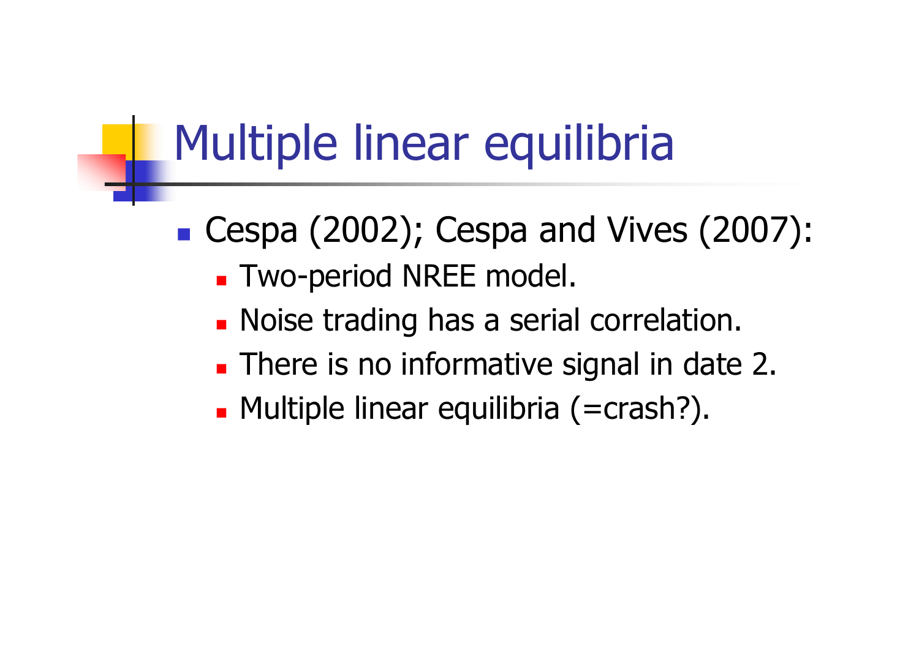# Multiple linear equilibria

- Cespa (2002); Cespa and Vives (2007):
  - Two-period NREE model.
  - Noise trading has a serial correlation.
  - There is no informative signal in date 2.
  - Multiple linear equilibria (=crash?).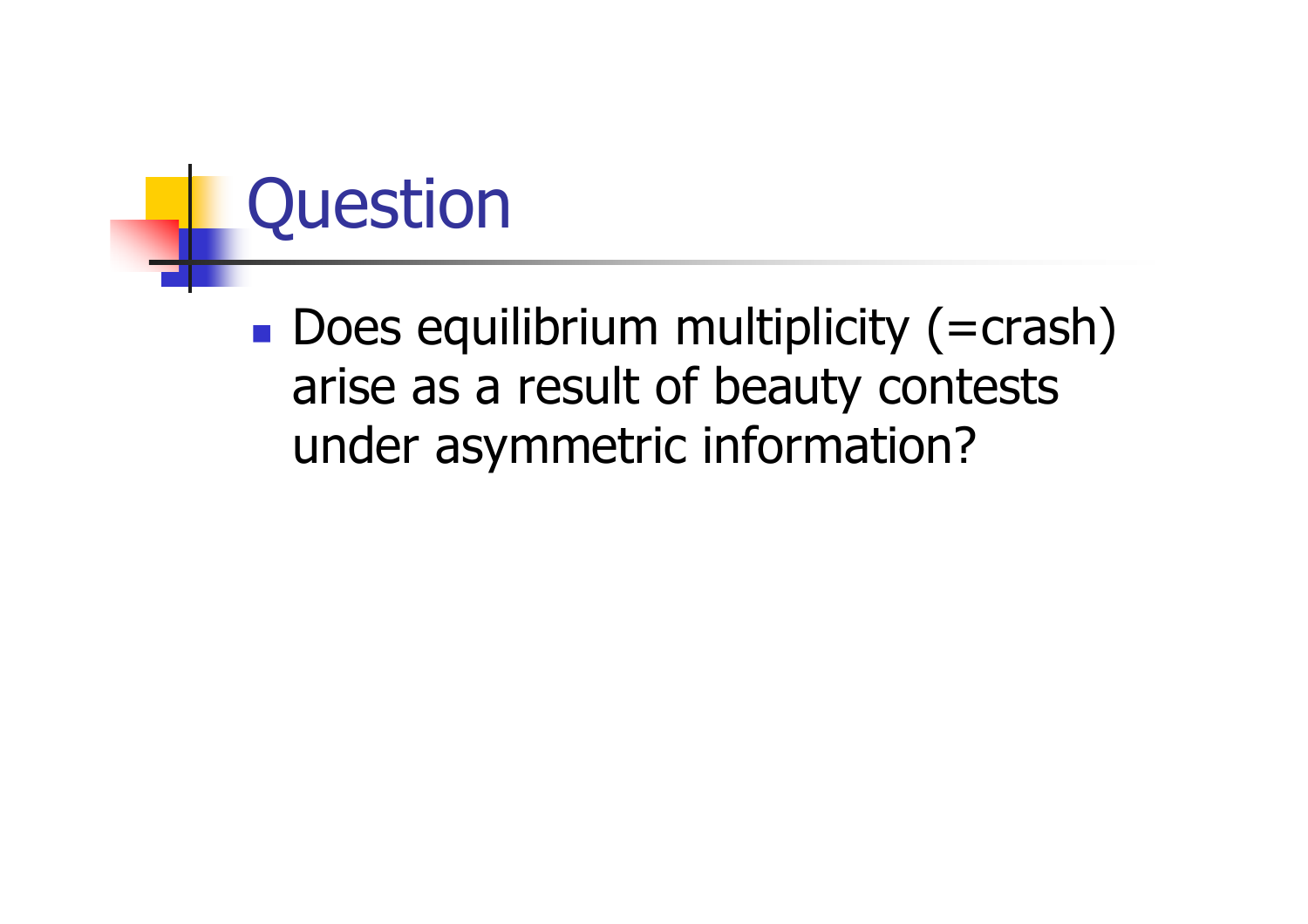# Question

- Does equilibrium multiplicity (=crash) arise as a result of beauty contests under asymmetric information?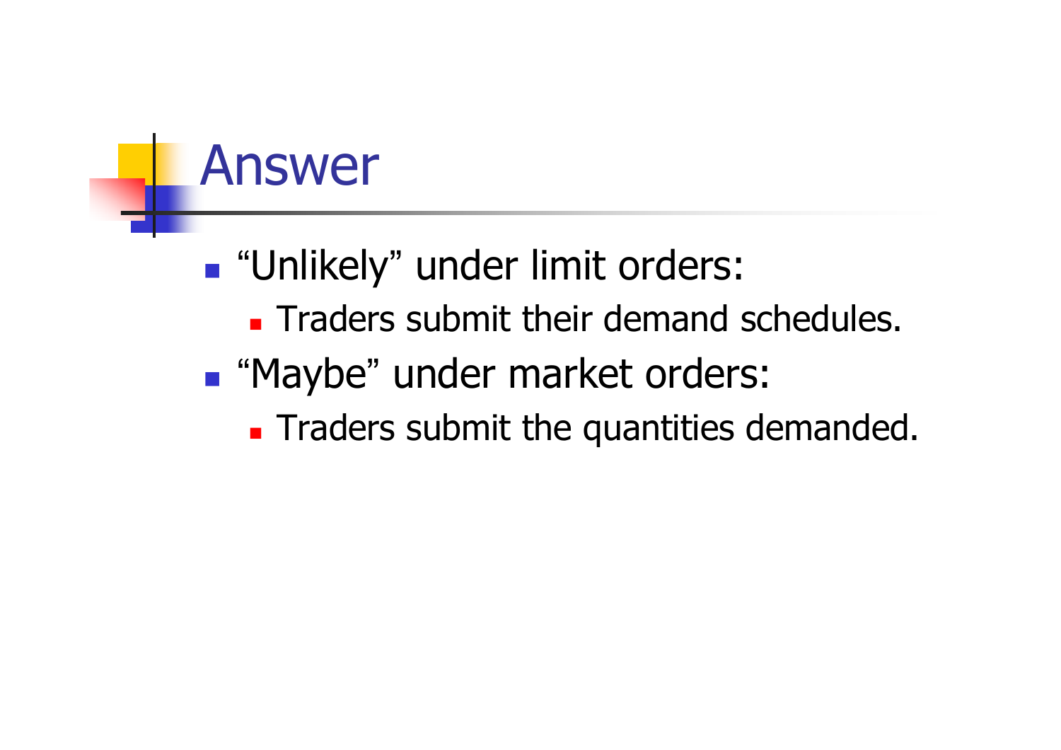# Answer

- "Unlikely" under limit orders:
  - Traders submit their demand schedules.
- "Maybe" under market orders:
  - Traders submit the quantities demanded.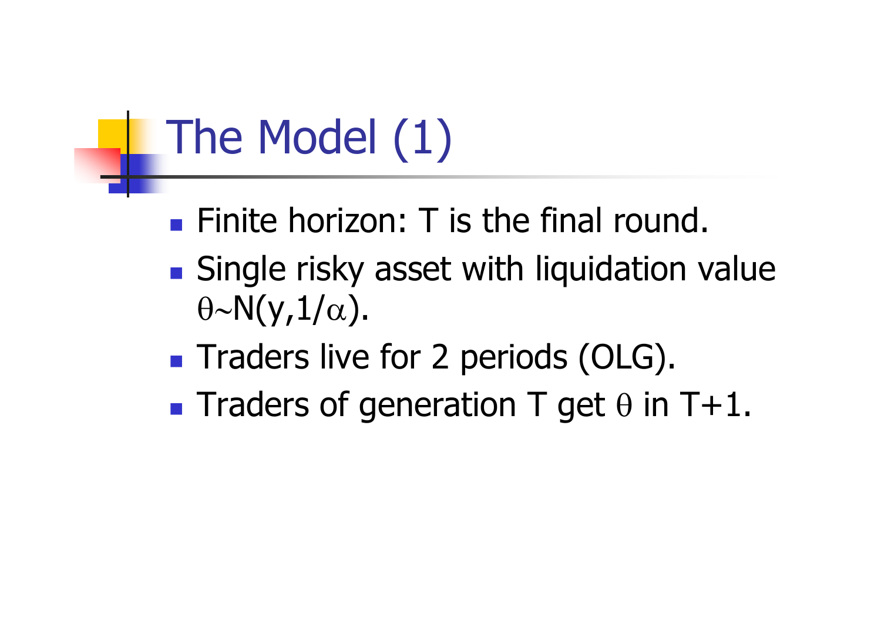# The Model (1)

- Finite horizon: T is the final round.
- Single risky asset with liquidation value $\theta \sim N(y, 1/\alpha)$.
- Traders live for 2 periods (OLG).
- Traders of generation T get $\theta$ in T+1.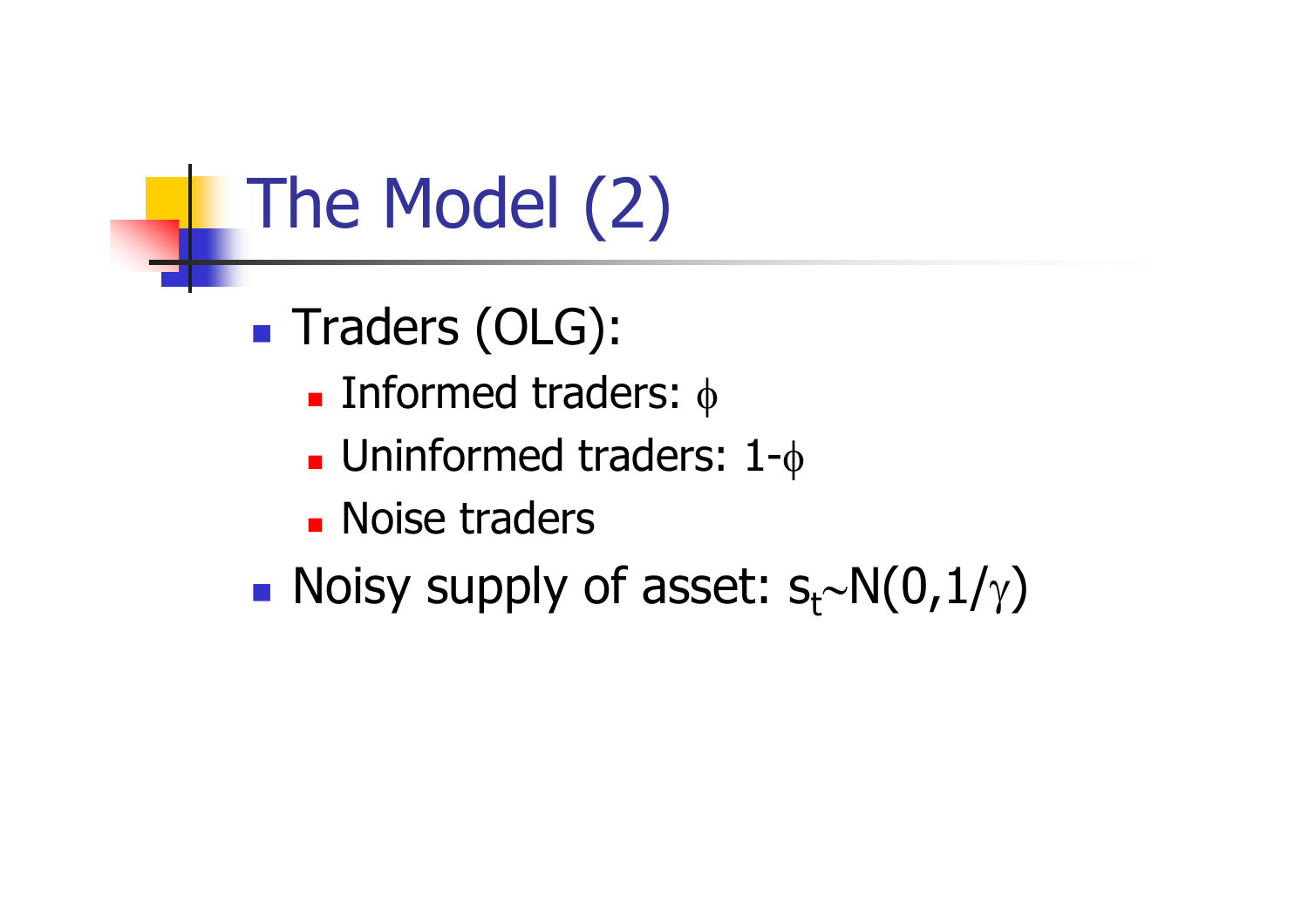# The Model (2)

- Traders (OLG):
  - Informed traders: $\phi$
  - Uninformed traders: $1-\phi$
  - Noise traders
- Noisy supply of asset: $s_t \sim N(0, 1/\gamma)$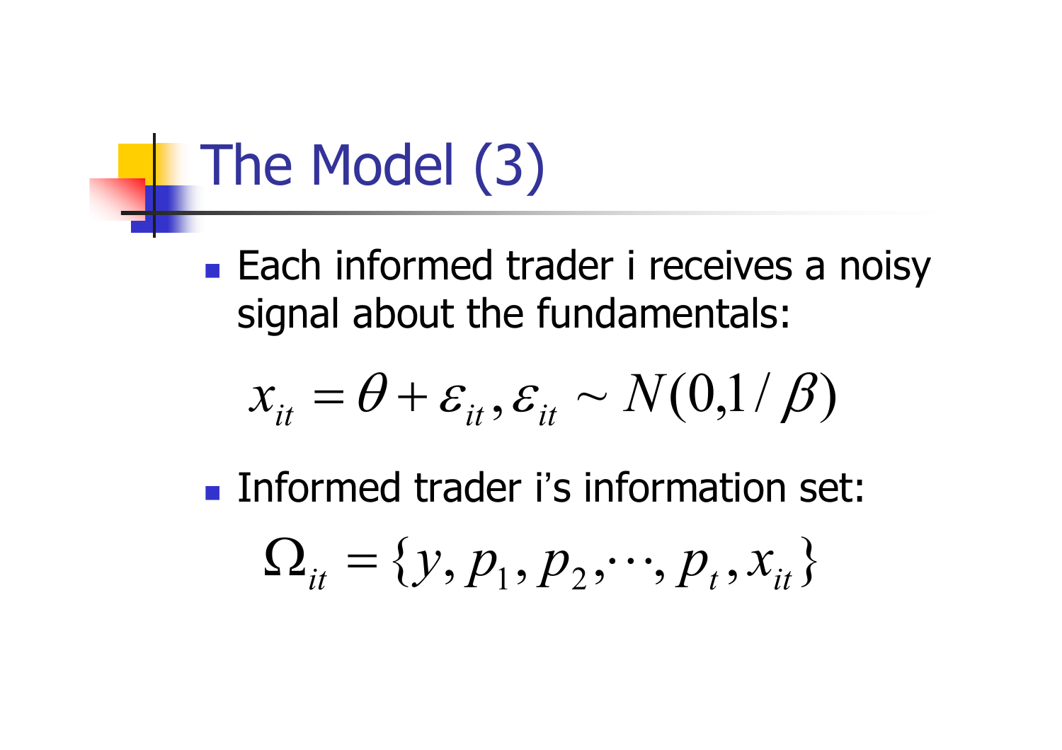# The Model (3)

- Each informed trader i receives a noisy signal about the fundamentals:

$$x_{it} = \theta + \varepsilon_{it}, \varepsilon_{it} \sim N(0,1/\beta)$$

- Informed trader i's information set:

$$\Omega_{it} = \{y, p_1, p_2, \cdots, p_t, x_{it}\}$$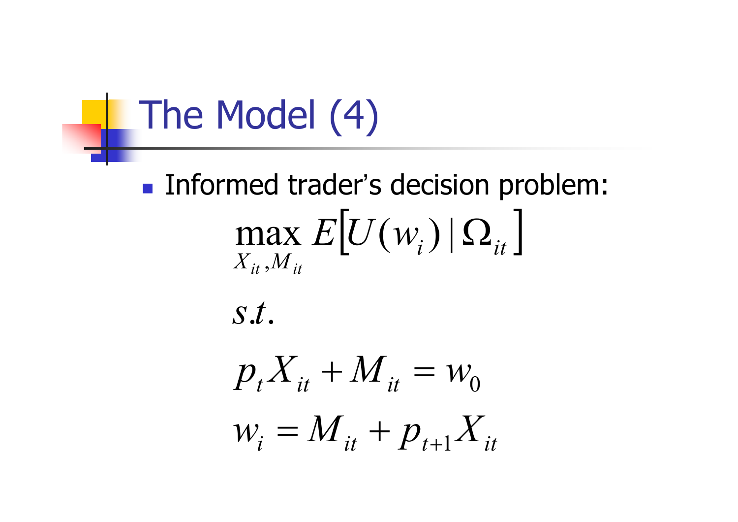# The Model (4)

- Informed trader's decision problem:

$$\max_{X_{it}, M_{it}} E\left[U(w_i) \mid \Omega_{it}\right]$$

$$s.t.$$

$$p_t X_{it} + M_{it} = w_0$$

$$w_i = M_{it} + p_{t+1} X_{it}$$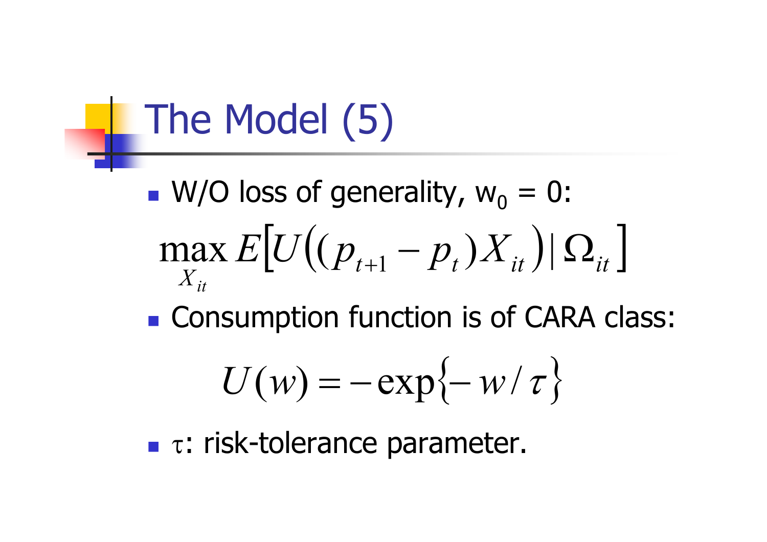# The Model (5)

- W/O loss of generality, $w_0 = 0$:

$$\max_{X_{it}} E\left[U\left((p_{t+1} - p_t)X_{it}\right) \mid \Omega_{it}\right]$$

- Consumption function is of CARA class:

$$U(w) = -\exp\left\{-w/\tau\right\}$$

- $\tau$: risk-tolerance parameter.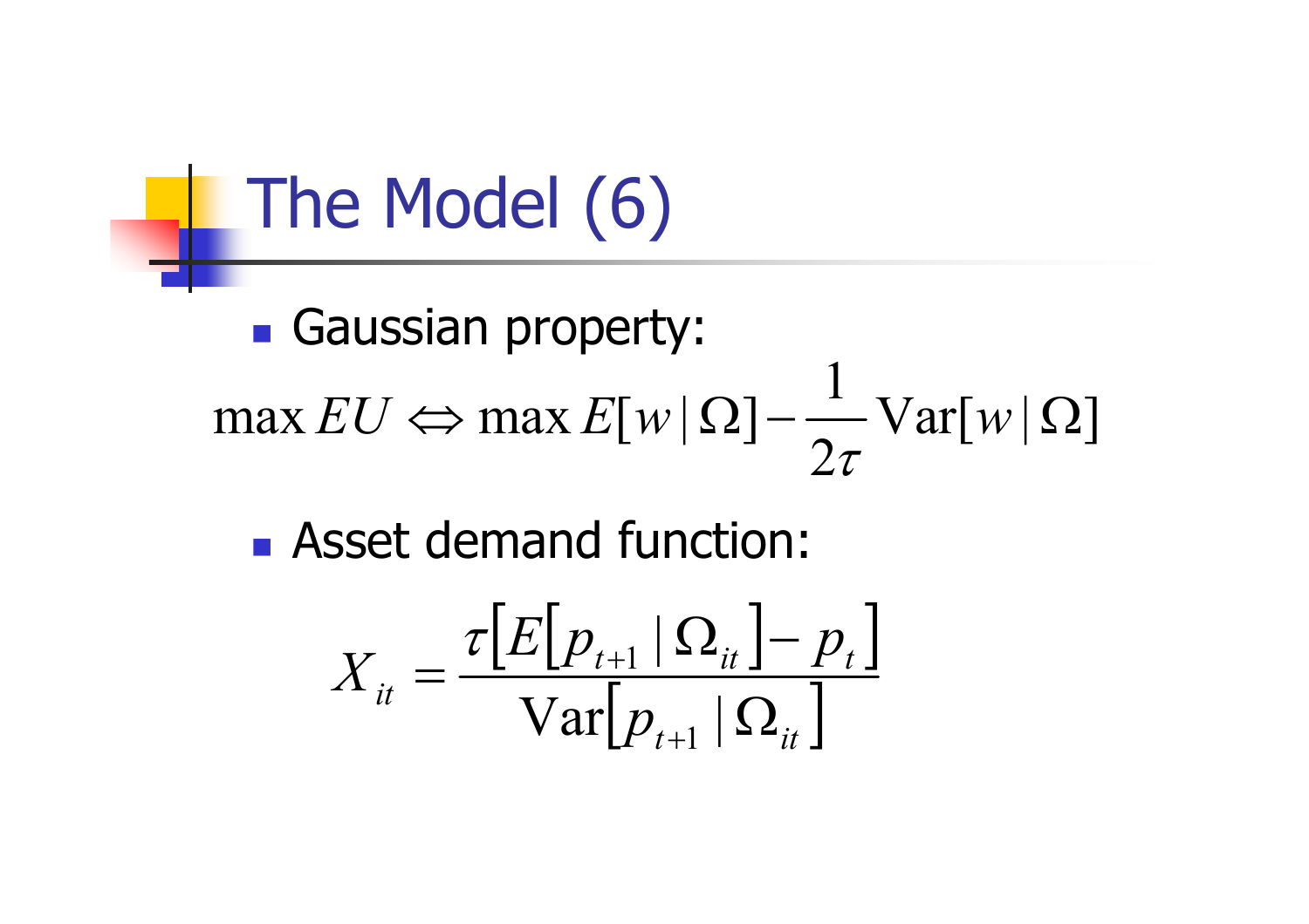# The Model (6)

- Gaussian property:

$$\max EU \Leftrightarrow \max E[w \mid \Omega] - \frac{1}{2\tau} \text{Var}[w \mid \Omega]$$

- Asset demand function:

$$X_{it} = \frac{\tau\left[E\left[p_{t+1} \mid \Omega_{it}\right] - p_t\right]}{\text{Var}\left[p_{t+1} \mid \Omega_{it}\right]}$$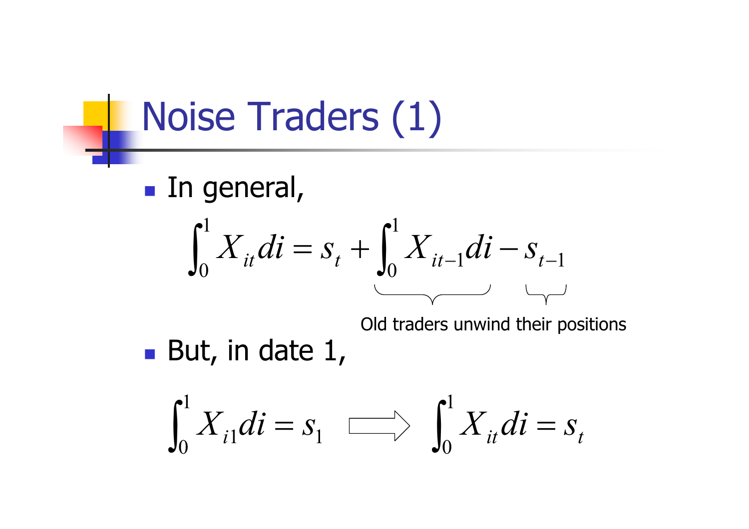# Noise Traders (1)

- In general,

$$\int_0^1 X_{it}\,di = s_t + \underbrace{\int_0^1 X_{it-1}\,di - s_{t-1}}_{\text{Old traders unwind their positions}}$$

- But, in date 1,

$$\int_0^1 X_{i1}\,di = s_1 \quad \Longrightarrow \quad \int_0^1 X_{it}\,di = s_t$$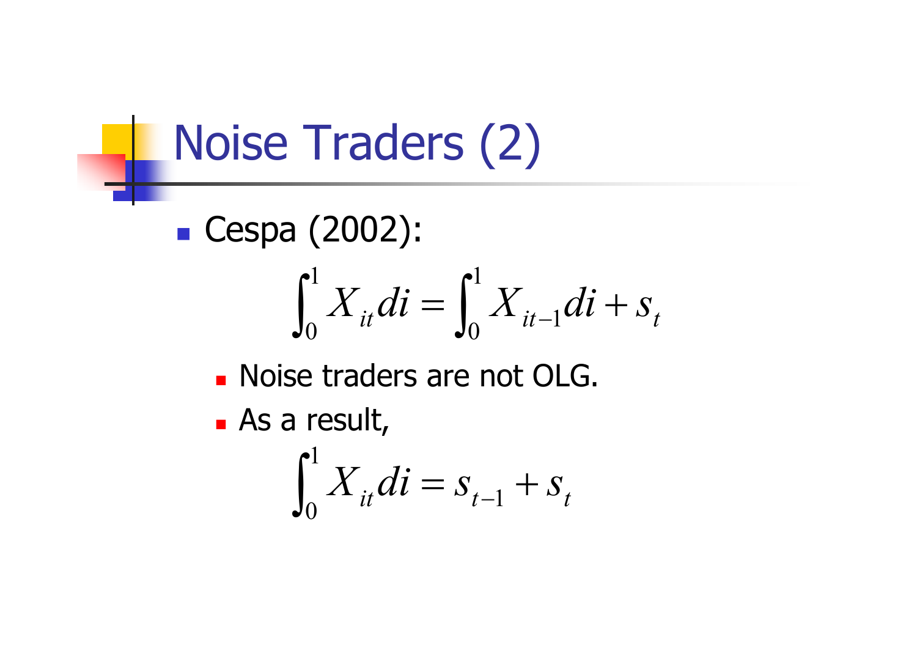# Noise Traders (2)

- Cespa (2002):

$$\int_0^1 X_{it} di = \int_0^1 X_{it-1} di + s_t$$

  - Noise traders are not OLG.
  - As a result,

$$\int_0^1 X_{it} di = s_{t-1} + s_t$$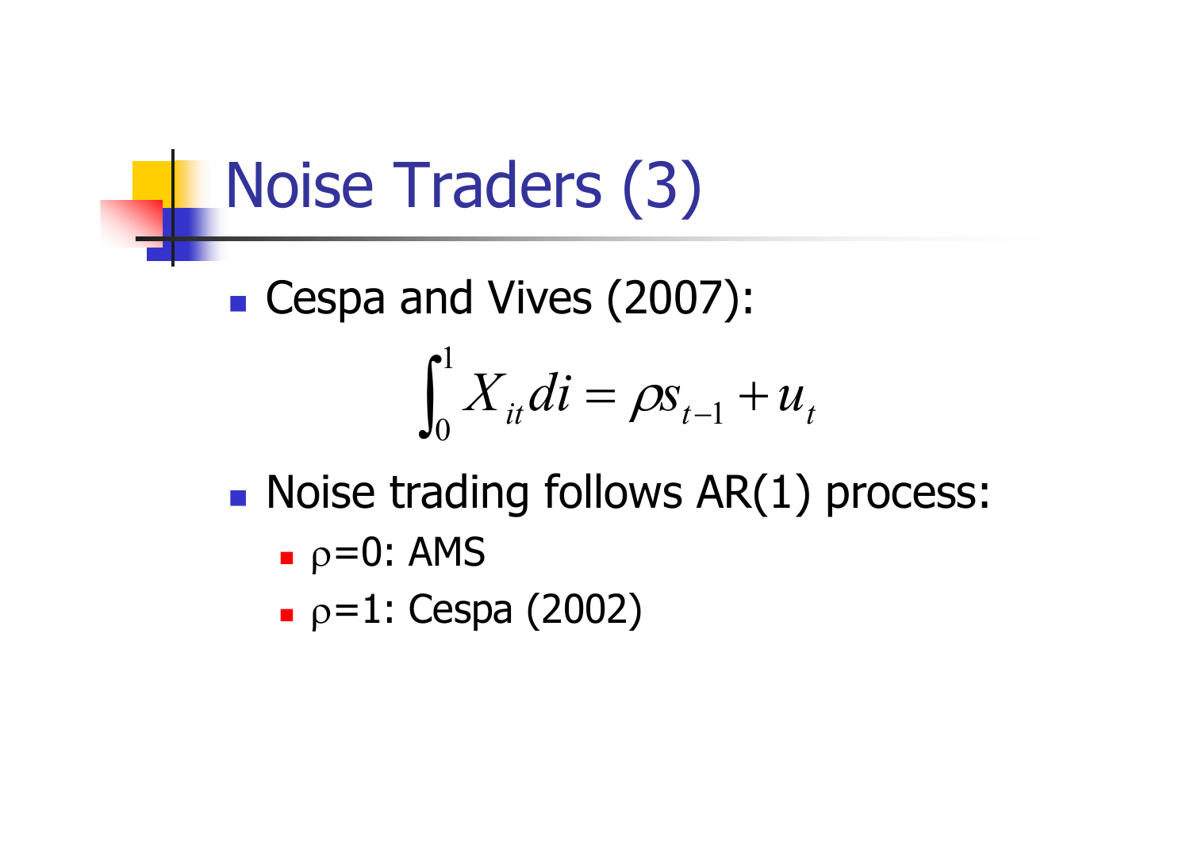# Noise Traders (3)

- Cespa and Vives (2007):

$$\int_0^1 X_{it} di = \rho s_{t-1} + u_t$$

- Noise trading follows AR(1) process:
  - $\rho$=0: AMS
  - $\rho$=1: Cespa (2002)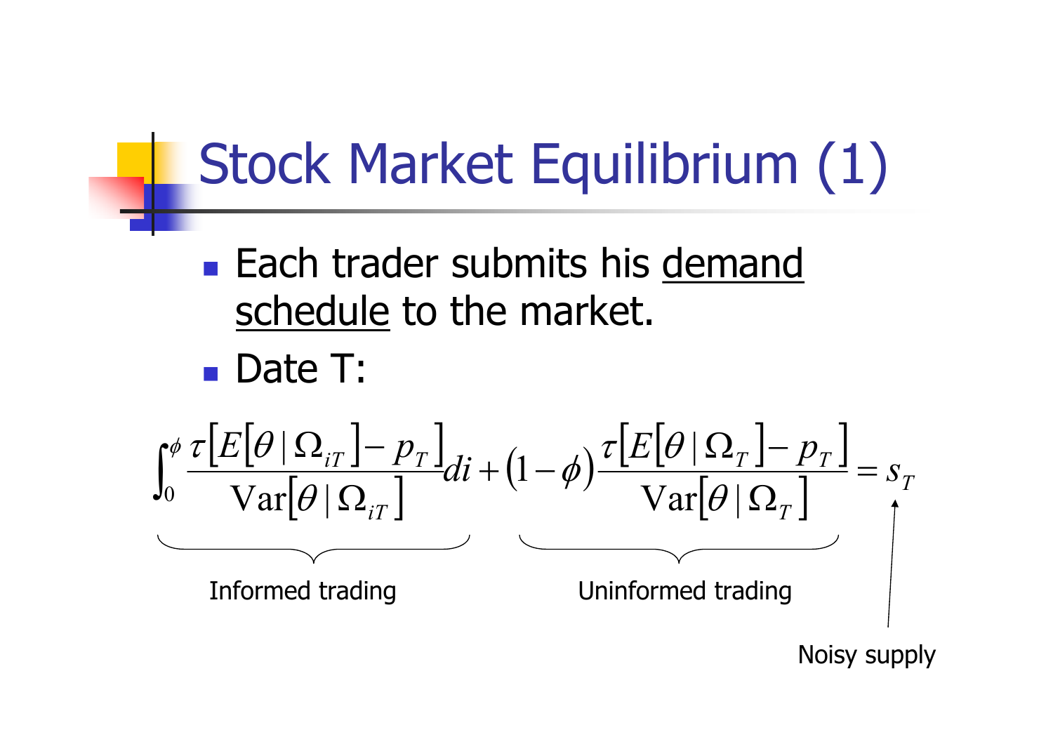# Stock Market Equilibrium (1)

- Each trader submits his <u>demand schedule</u> to the market.
- Date T:

$$\underbrace{\int_0^{\phi} \frac{\tau\left[E[\theta \mid \Omega_{iT}] - p_T\right]}{\mathrm{Var}\left[\theta \mid \Omega_{iT}\right]} di}_{\text{Informed trading}} + \underbrace{(1-\phi)\frac{\tau\left[E[\theta \mid \Omega_T] - p_T\right]}{\mathrm{Var}\left[\theta \mid \Omega_T\right]}}_{\text{Uninformed trading}} = \underbrace{s_T}_{\text{Noisy supply}}$$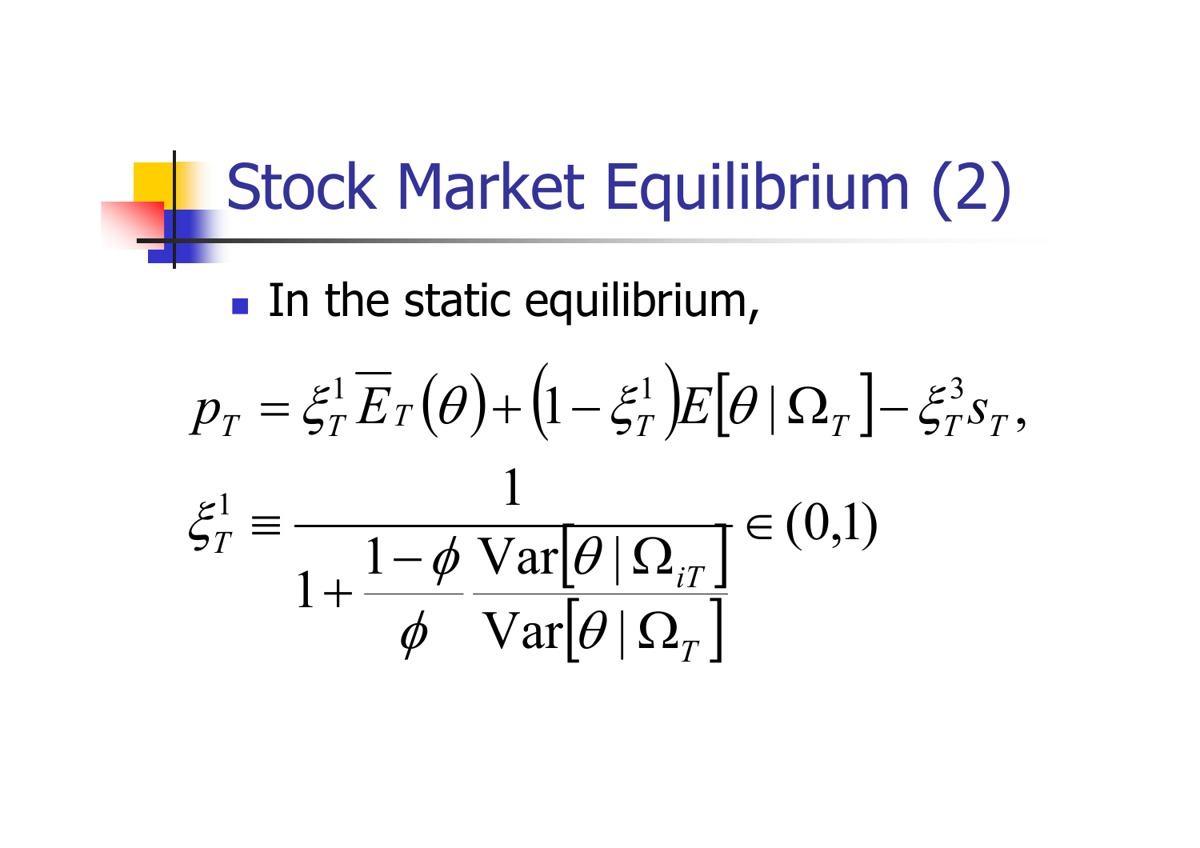# Stock Market Equilibrium (2)

- In the static equilibrium,

$$p_T = \xi_T^1 \overline{E}_T(\theta) + \left(1 - \xi_T^1\right) E\left[\theta \mid \Omega_T\right] - \xi_T^3 s_T,$$

$$\xi_T^1 \equiv \frac{1}{1 + \dfrac{1-\phi}{\phi} \dfrac{\mathrm{Var}\left[\theta \mid \Omega_{iT}\right]}{\mathrm{Var}\left[\theta \mid \Omega_T\right]}} \in (0,1)$$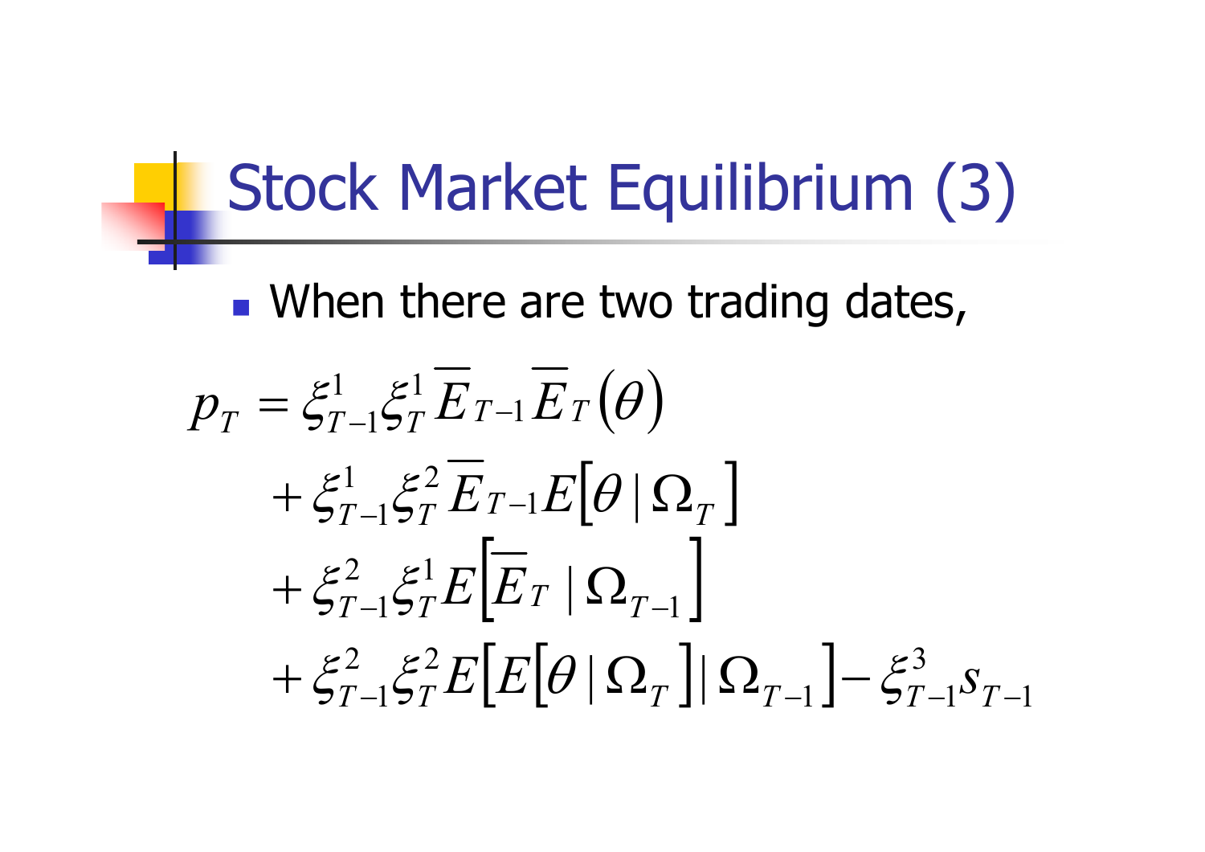# Stock Market Equilibrium (3)

- When there are two trading dates,

$$
\begin{aligned}
p_T = &\ \xi^1_{T-1}\xi^1_T \overline{E}_{T-1}\overline{E}_T(\theta) \\
&+ \xi^1_{T-1}\xi^2_T \overline{E}_{T-1} E[\theta \mid \Omega_T] \\
&+ \xi^2_{T-1}\xi^1_T E\left[\overline{E}_T \mid \Omega_{T-1}\right] \\
&+ \xi^2_{T-1}\xi^2_T E\left[E[\theta \mid \Omega_T] \mid \Omega_{T-1}\right] - \xi^3_{T-1} s_{T-1}
\end{aligned}
$$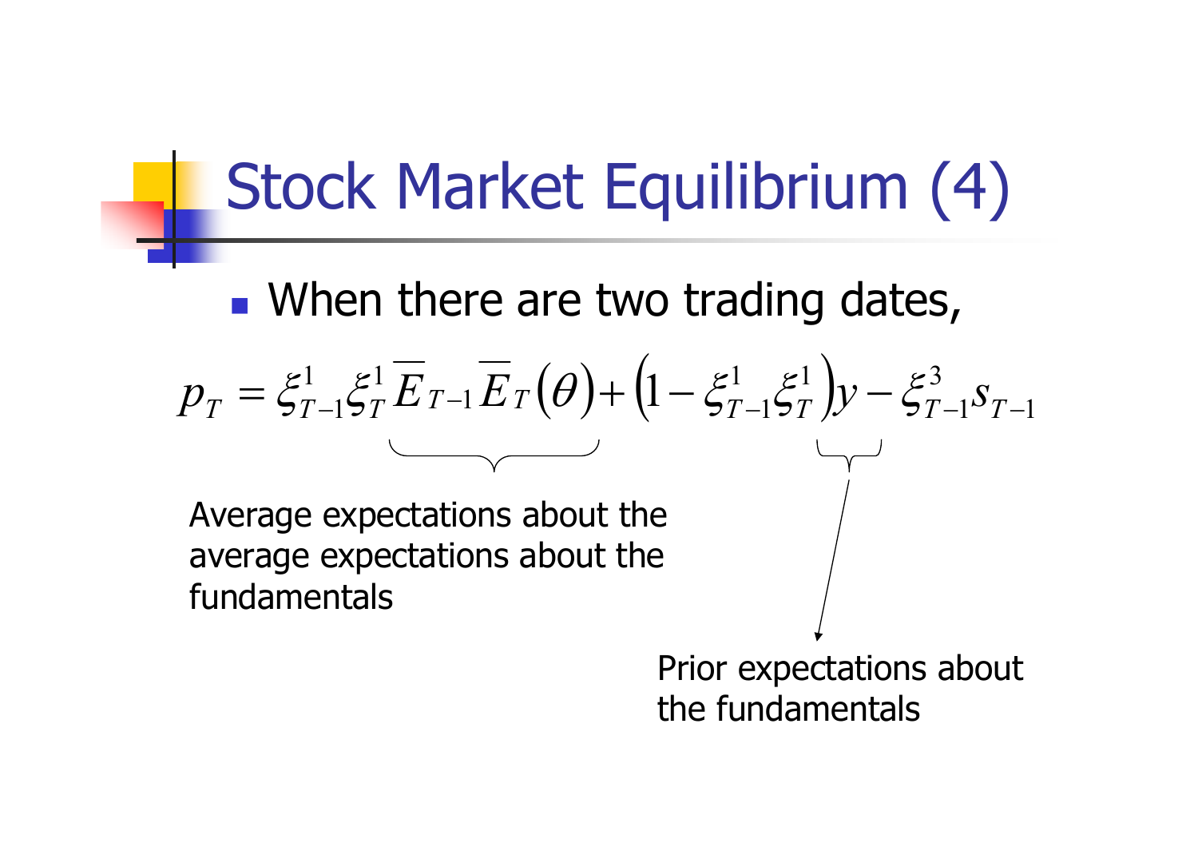# Stock Market Equilibrium (4)

- When there are two trading dates,

$$p_T = \xi_{T-1}^1 \xi_T^1 \overline{E}_{T-1} \overline{E}_T(\theta) + \left(1 - \xi_{T-1}^1 \xi_T^1\right) y - \xi_{T-1}^3 s_{T-1}$$

Average expectations about the average expectations about the fundamentals

Prior expectations about the fundamentals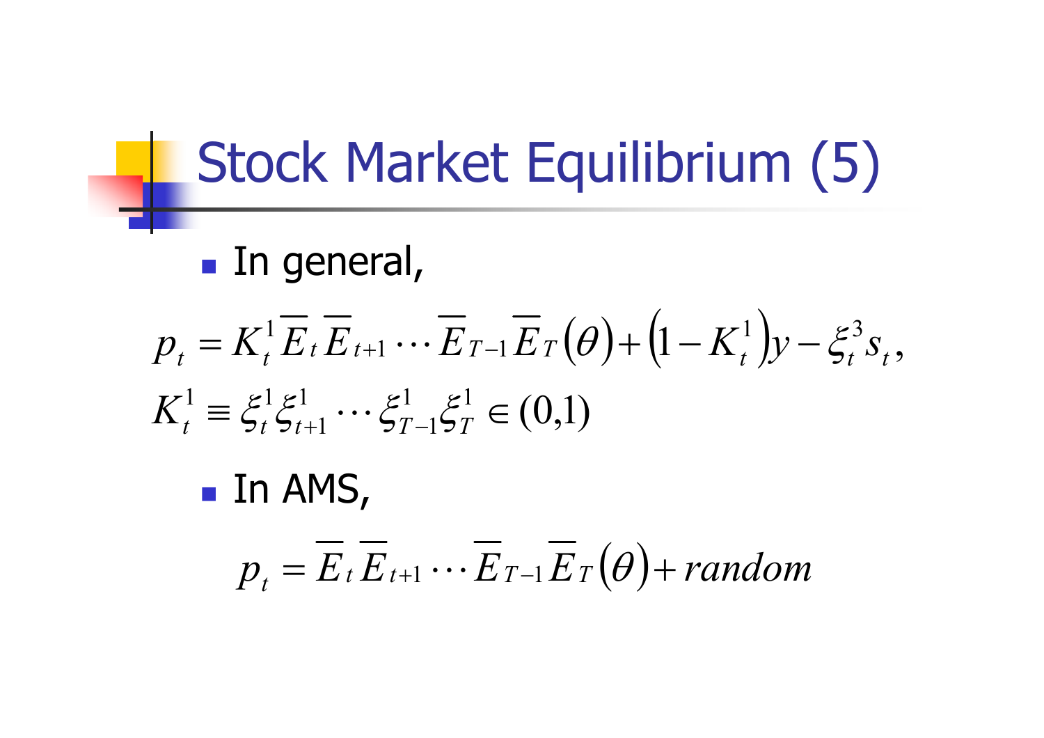# Stock Market Equilibrium (5)

- In general,

$$p_t = K_t^1 \overline{E}_t \overline{E}_{t+1} \cdots \overline{E}_{T-1} \overline{E}_T(\theta) + \left(1 - K_t^1\right) y - \xi_t^3 s_t,$$

$$K_t^1 \equiv \xi_t^1 \xi_{t+1}^1 \cdots \xi_{T-1}^1 \xi_T^1 \in (0,1)$$

- In AMS,

$$p_t = \overline{E}_t \overline{E}_{t+1} \cdots \overline{E}_{T-1} \overline{E}_T(\theta) + random$$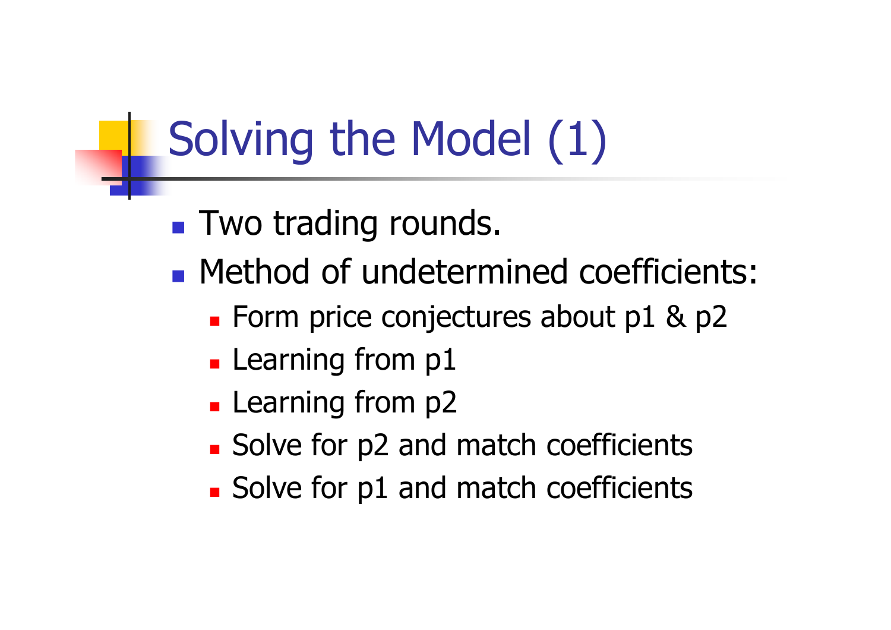# Solving the Model (1)

- Two trading rounds.
- Method of undetermined coefficients:
  - Form price conjectures about p1 & p2
  - Learning from p1
  - Learning from p2
  - Solve for p2 and match coefficients
  - Solve for p1 and match coefficients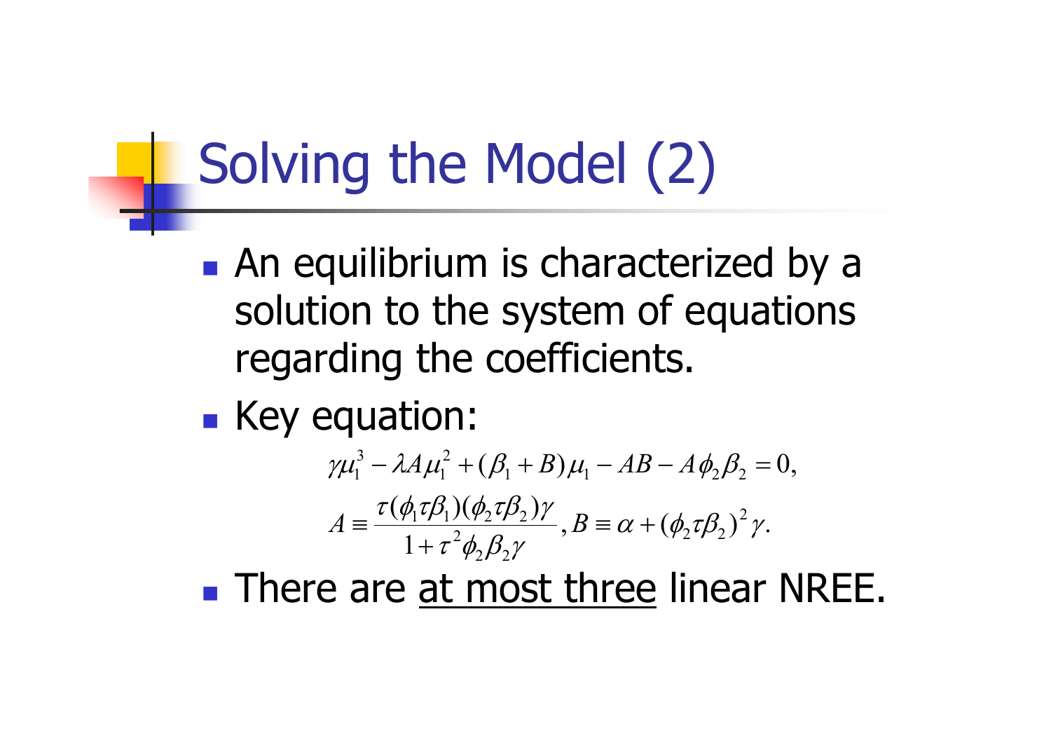# Solving the Model (2)

- An equilibrium is characterized by a solution to the system of equations regarding the coefficients.
- Key equation:

$$\gamma\mu_1^3 - \lambda A\mu_1^2 + (\beta_1 + B)\mu_1 - AB - A\phi_2\beta_2 = 0,$$

$$A \equiv \frac{\tau(\phi_1\tau\beta_1)(\phi_2\tau\beta_2)\gamma}{1+\tau^2\phi_2\beta_2\gamma}, B \equiv \alpha + (\phi_2\tau\beta_2)^2\gamma.$$

- There are <u>at most three</u> linear NREE.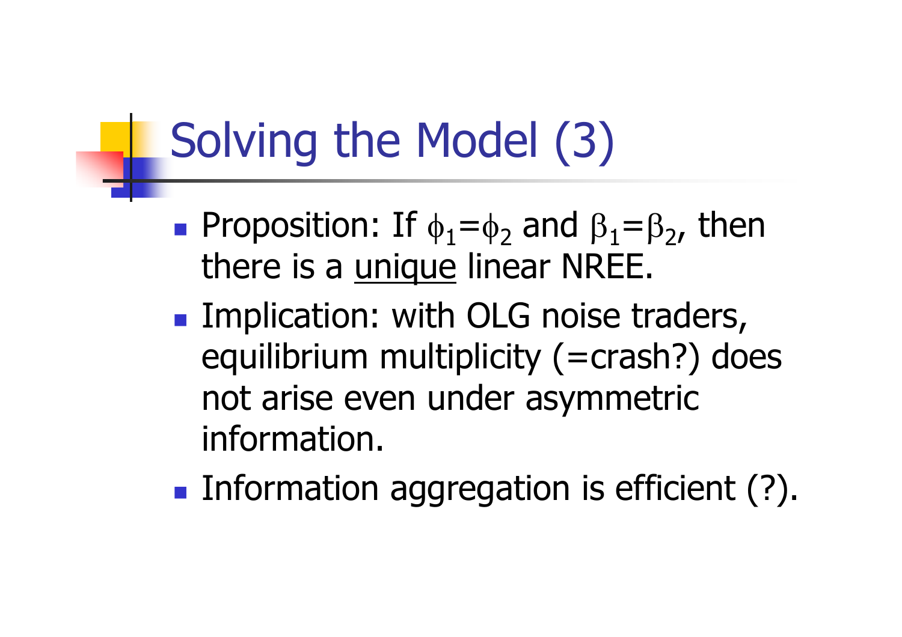# Solving the Model (3)

- Proposition: If $\phi_1=\phi_2$ and $\beta_1=\beta_2$, then there is a <u>unique</u> linear NREE.
- Implication: with OLG noise traders, equilibrium multiplicity (=crash?) does not arise even under asymmetric information.
- Information aggregation is efficient (?).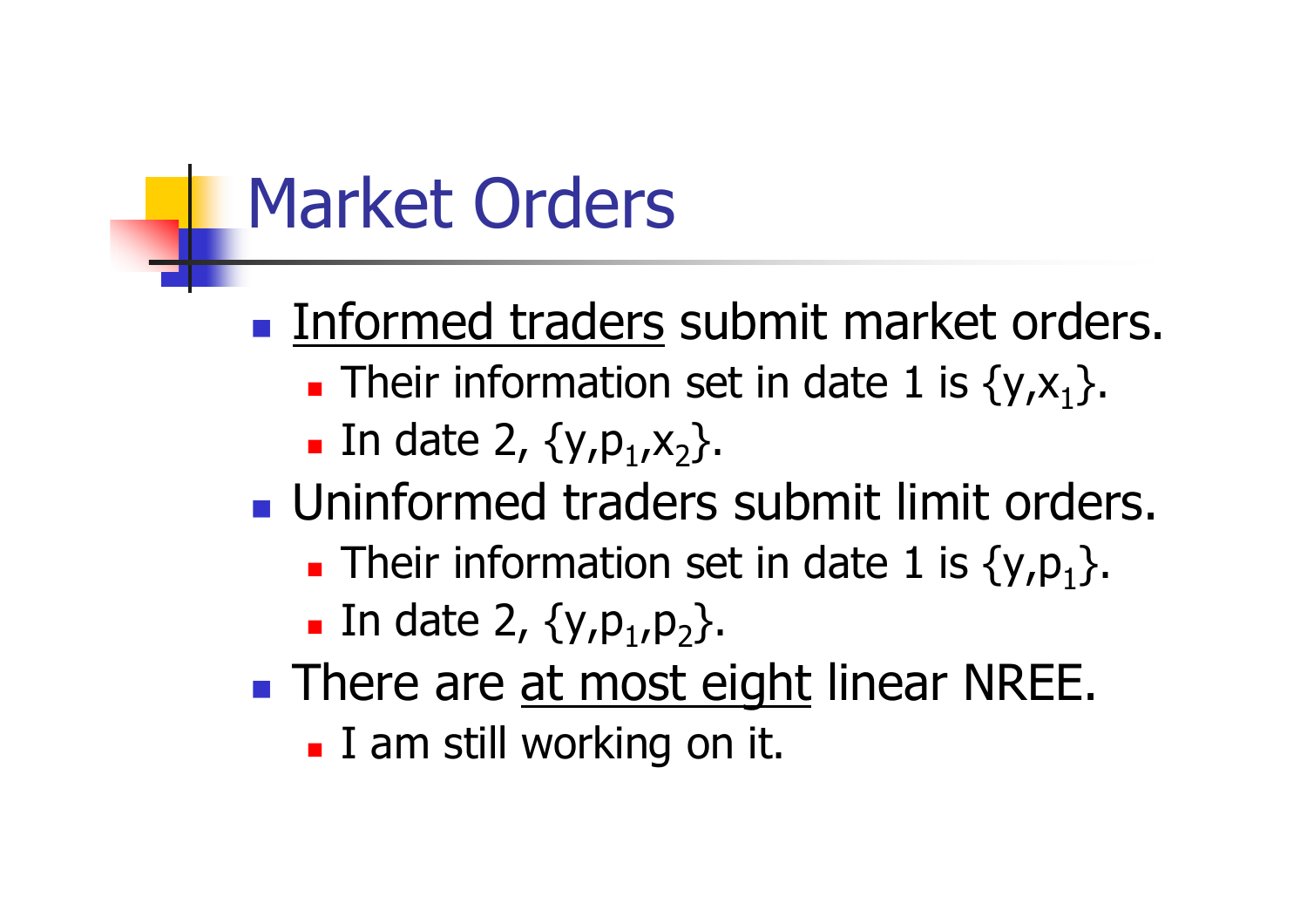# Market Orders

- <u>Informed traders</u> submit market orders.
  - Their information set in date 1 is $\{y, x_1\}$.
  - In date 2, $\{y, p_1, x_2\}$.
- Uninformed traders submit limit orders.
  - Their information set in date 1 is $\{y, p_1\}$.
  - In date 2, $\{y, p_1, p_2\}$.
- There are <u>at most eight</u> linear NREE.
  - I am still working on it.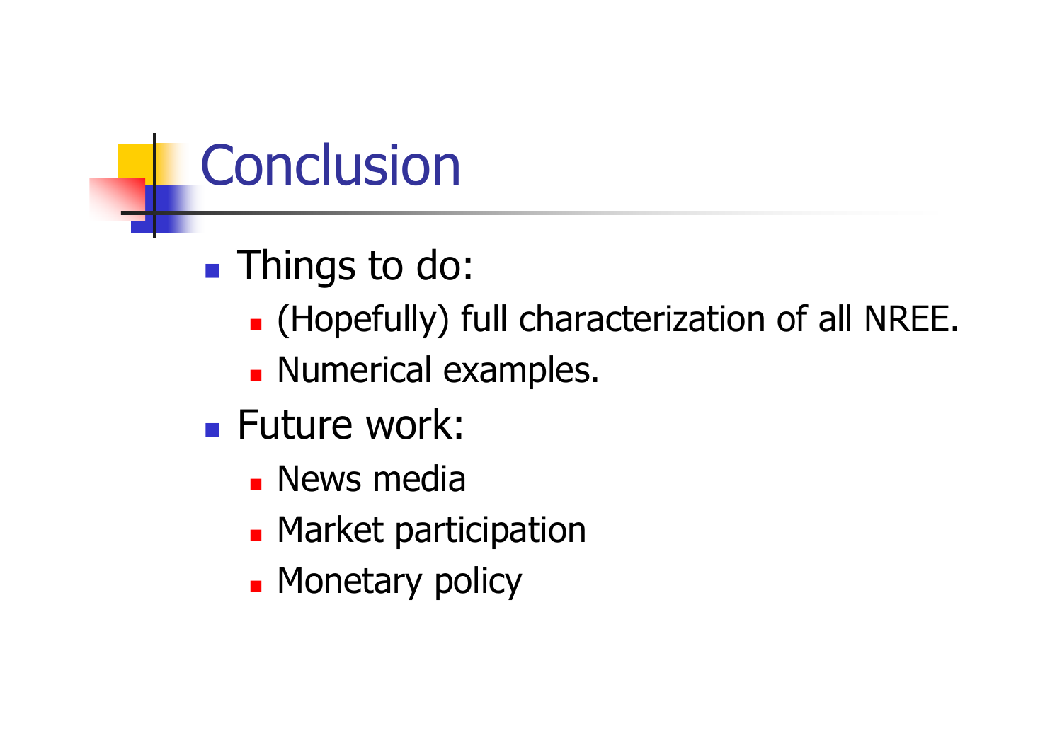# Conclusion

- Things to do:
  - (Hopefully) full characterization of all NREE.
  - Numerical examples.
- Future work:
  - News media
  - Market participation
  - Monetary policy